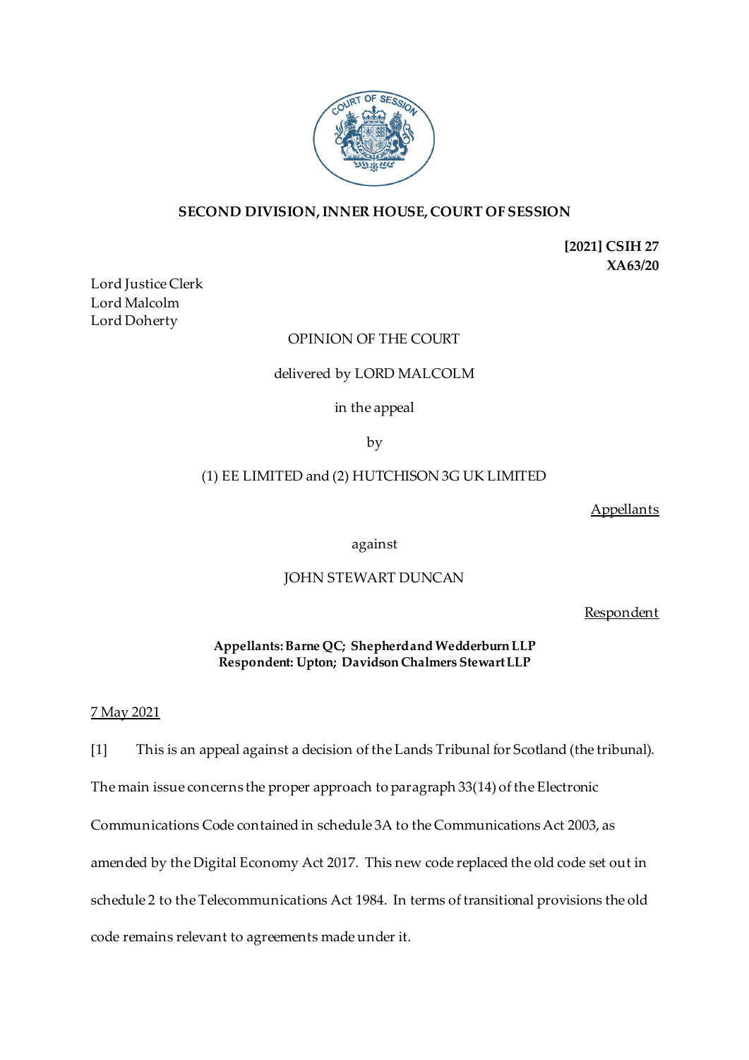## SECOND DIVISION, INNER HOUSE, COURT OF SESSION

**[2021] CSIH 27**
**XA63/20**

Lord Justice Clerk
Lord Malcolm
Lord Doherty

OPINION OF THE COURT

delivered by LORD MALCOLM

in the appeal

by

(1) EE LIMITED and (2) HUTCHISON 3G UK LIMITED

Appellants

against

JOHN STEWART DUNCAN

Respondent

**Appellants: Barne QC; Shepherd and Wedderburn LLP**
**Respondent: Upton; Davidson Chalmers Stewart LLP**

7 May 2021

[1] This is an appeal against a decision of the Lands Tribunal for Scotland (the tribunal). The main issue concerns the proper approach to paragraph 33(14) of the Electronic Communications Code contained in schedule 3A to the Communications Act 2003, as amended by the Digital Economy Act 2017. This new code replaced the old code set out in schedule 2 to the Telecommunications Act 1984. In terms of transitional provisions the old code remains relevant to agreements made under it.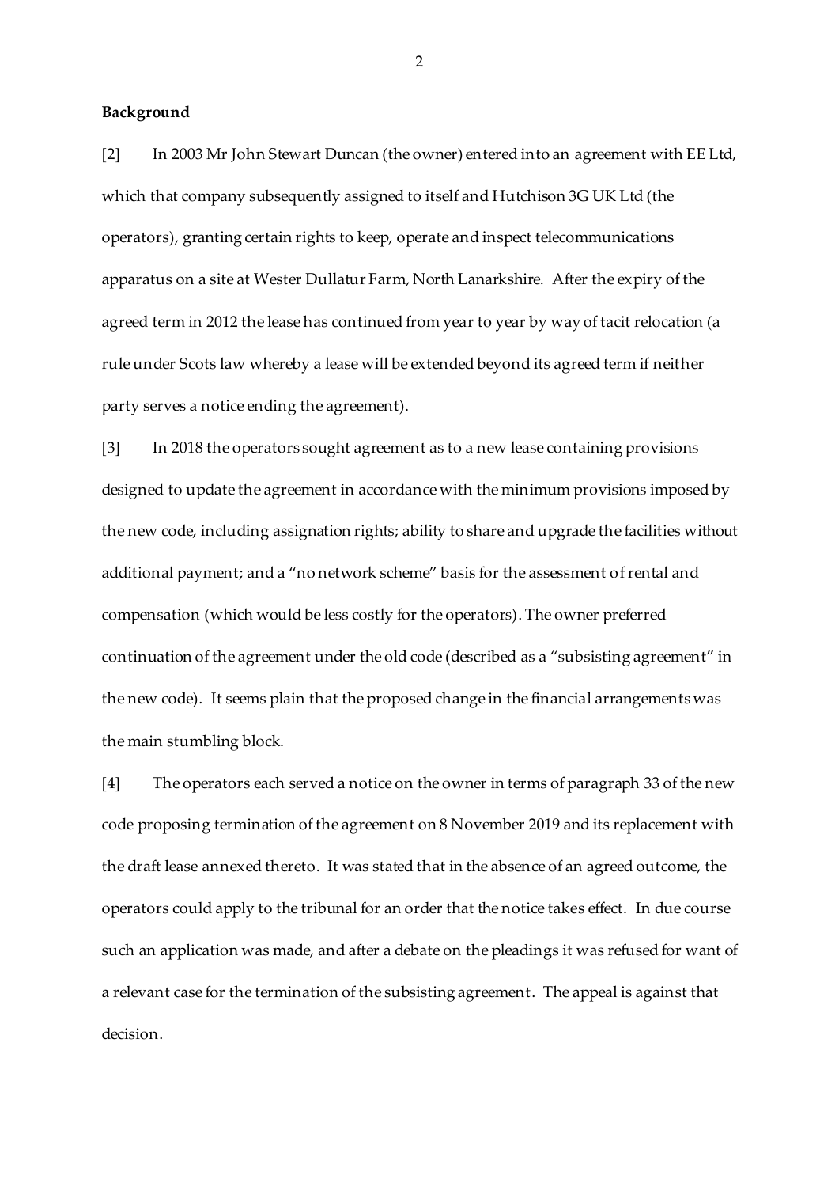**Background**

[2] In 2003 Mr John Stewart Duncan (the owner) entered into an agreement with EE Ltd, which that company subsequently assigned to itself and Hutchison 3G UK Ltd (the operators), granting certain rights to keep, operate and inspect telecommunications apparatus on a site at Wester Dullatur Farm, North Lanarkshire. After the expiry of the agreed term in 2012 the lease has continued from year to year by way of tacit relocation (a rule under Scots law whereby a lease will be extended beyond its agreed term if neither party serves a notice ending the agreement).

[3] In 2018 the operators sought agreement as to a new lease containing provisions designed to update the agreement in accordance with the minimum provisions imposed by the new code, including assignation rights; ability to share and upgrade the facilities without additional payment; and a "no network scheme" basis for the assessment of rental and compensation (which would be less costly for the operators). The owner preferred continuation of the agreement under the old code (described as a "subsisting agreement" in the new code). It seems plain that the proposed change in the financial arrangements was the main stumbling block.

[4] The operators each served a notice on the owner in terms of paragraph 33 of the new code proposing termination of the agreement on 8 November 2019 and its replacement with the draft lease annexed thereto. It was stated that in the absence of an agreed outcome, the operators could apply to the tribunal for an order that the notice takes effect. In due course such an application was made, and after a debate on the pleadings it was refused for want of a relevant case for the termination of the subsisting agreement. The appeal is against that decision.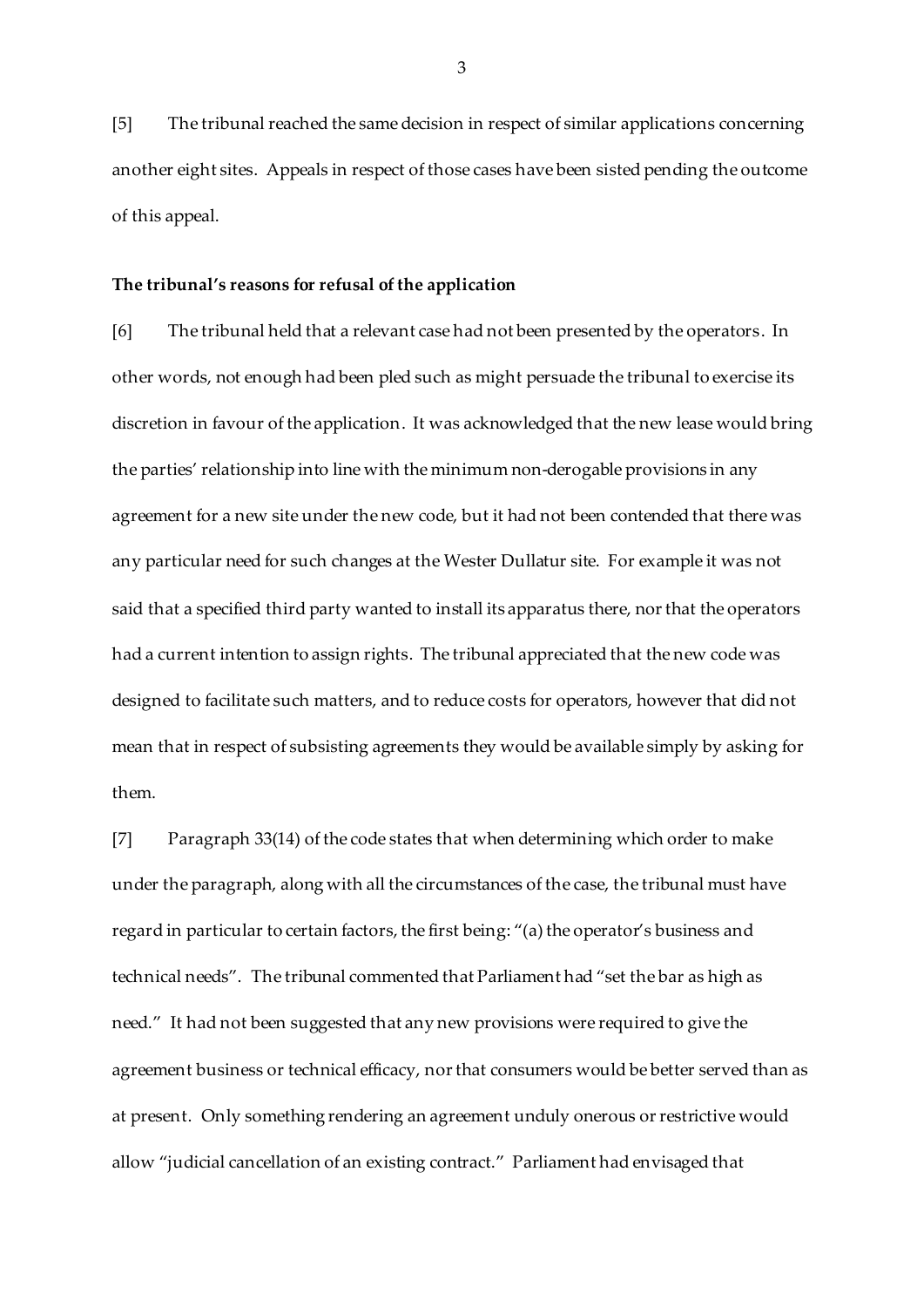[5] The tribunal reached the same decision in respect of similar applications concerning another eight sites. Appeals in respect of those cases have been sisted pending the outcome of this appeal.

**The tribunal's reasons for refusal of the application**

[6] The tribunal held that a relevant case had not been presented by the operators. In other words, not enough had been pled such as might persuade the tribunal to exercise its discretion in favour of the application. It was acknowledged that the new lease would bring the parties' relationship into line with the minimum non-derogable provisions in any agreement for a new site under the new code, but it had not been contended that there was any particular need for such changes at the Wester Dullatur site. For example it was not said that a specified third party wanted to install its apparatus there, nor that the operators had a current intention to assign rights. The tribunal appreciated that the new code was designed to facilitate such matters, and to reduce costs for operators, however that did not mean that in respect of subsisting agreements they would be available simply by asking for them.

[7] Paragraph 33(14) of the code states that when determining which order to make under the paragraph, along with all the circumstances of the case, the tribunal must have regard in particular to certain factors, the first being: "(a) the operator's business and technical needs". The tribunal commented that Parliament had "set the bar as high as need." It had not been suggested that any new provisions were required to give the agreement business or technical efficacy, nor that consumers would be better served than as at present. Only something rendering an agreement unduly onerous or restrictive would allow "judicial cancellation of an existing contract." Parliament had envisaged that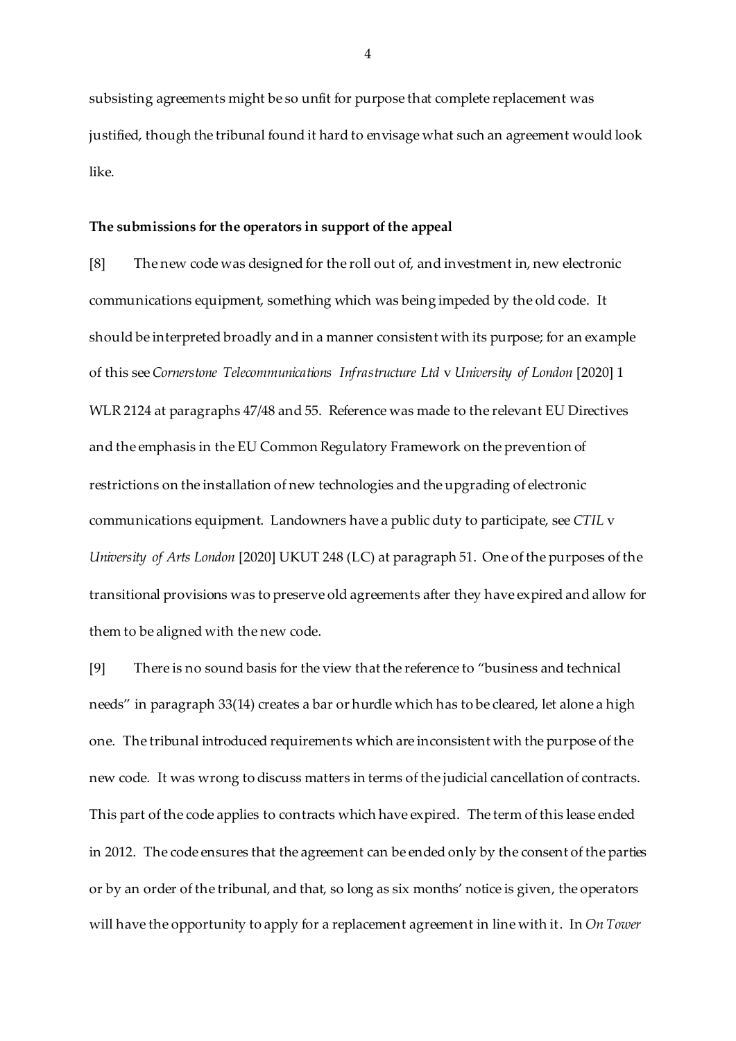subsisting agreements might be so unfit for purpose that complete replacement was justified, though the tribunal found it hard to envisage what such an agreement would look like.

**The submissions for the operators in support of the appeal**

[8] The new code was designed for the roll out of, and investment in, new electronic communications equipment, something which was being impeded by the old code. It should be interpreted broadly and in a manner consistent with its purpose; for an example of this see *Cornerstone Telecommunications Infrastructure Ltd* v *University of London* [2020] 1 WLR 2124 at paragraphs 47/48 and 55. Reference was made to the relevant EU Directives and the emphasis in the EU Common Regulatory Framework on the prevention of restrictions on the installation of new technologies and the upgrading of electronic communications equipment. Landowners have a public duty to participate, see *CTIL* v *University of Arts London* [2020] UKUT 248 (LC) at paragraph 51. One of the purposes of the transitional provisions was to preserve old agreements after they have expired and allow for them to be aligned with the new code.

[9] There is no sound basis for the view that the reference to "business and technical needs" in paragraph 33(14) creates a bar or hurdle which has to be cleared, let alone a high one. The tribunal introduced requirements which are inconsistent with the purpose of the new code. It was wrong to discuss matters in terms of the judicial cancellation of contracts. This part of the code applies to contracts which have expired. The term of this lease ended in 2012. The code ensures that the agreement can be ended only by the consent of the parties or by an order of the tribunal, and that, so long as six months' notice is given, the operators will have the opportunity to apply for a replacement agreement in line with it. In *On Tower*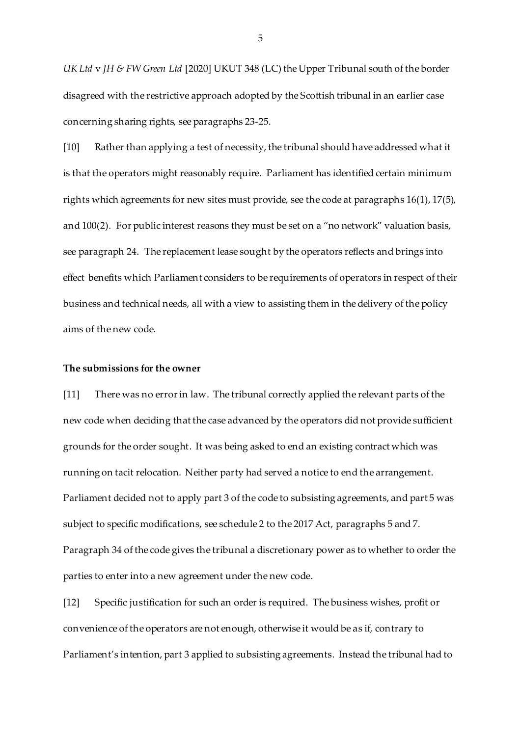*UK Ltd* v *JH & FW Green Ltd* [2020] UKUT 348 (LC) the Upper Tribunal south of the border disagreed with the restrictive approach adopted by the Scottish tribunal in an earlier case concerning sharing rights, see paragraphs 23-25.

[10] Rather than applying a test of necessity, the tribunal should have addressed what it is that the operators might reasonably require. Parliament has identified certain minimum rights which agreements for new sites must provide, see the code at paragraphs 16(1), 17(5), and 100(2). For public interest reasons they must be set on a "no network" valuation basis, see paragraph 24. The replacement lease sought by the operators reflects and brings into effect benefits which Parliament considers to be requirements of operators in respect of their business and technical needs, all with a view to assisting them in the delivery of the policy aims of the new code.

**The submissions for the owner**

[11] There was no error in law. The tribunal correctly applied the relevant parts of the new code when deciding that the case advanced by the operators did not provide sufficient grounds for the order sought. It was being asked to end an existing contract which was running on tacit relocation. Neither party had served a notice to end the arrangement. Parliament decided not to apply part 3 of the code to subsisting agreements, and part 5 was subject to specific modifications, see schedule 2 to the 2017 Act, paragraphs 5 and 7. Paragraph 34 of the code gives the tribunal a discretionary power as to whether to order the parties to enter into a new agreement under the new code.

[12] Specific justification for such an order is required. The business wishes, profit or convenience of the operators are not enough, otherwise it would be as if, contrary to Parliament's intention, part 3 applied to subsisting agreements. Instead the tribunal had to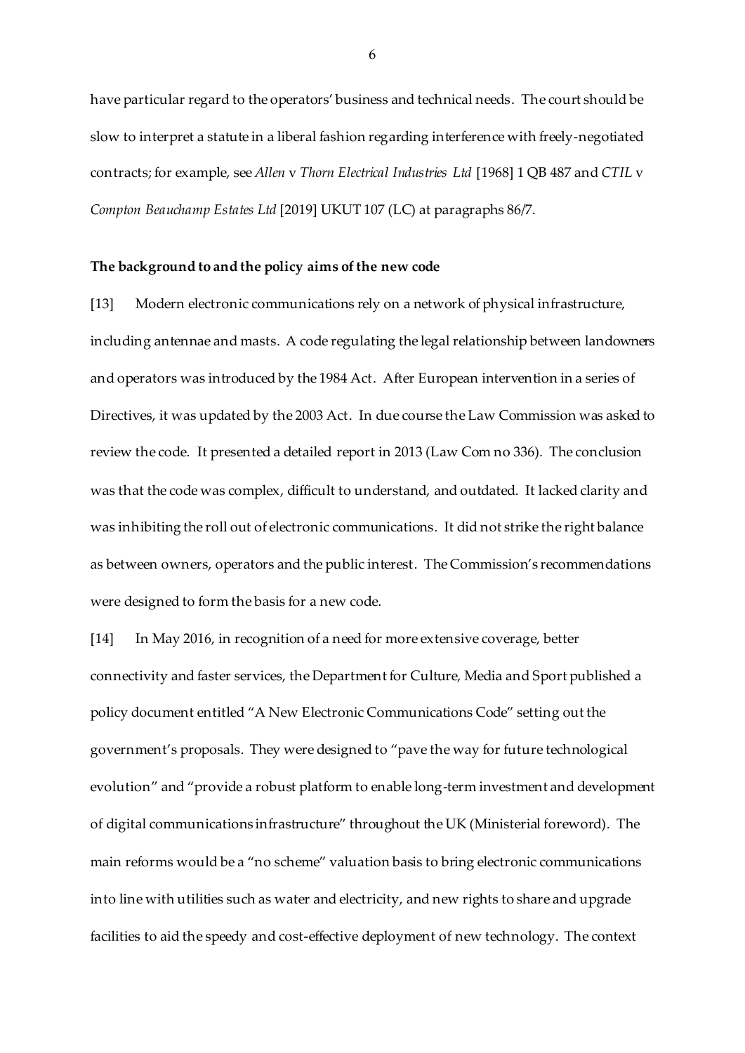have particular regard to the operators' business and technical needs. The court should be slow to interpret a statute in a liberal fashion regarding interference with freely-negotiated contracts; for example, see *Allen* v *Thorn Electrical Industries Ltd* [1968] 1 QB 487 and *CTIL* v *Compton Beauchamp Estates Ltd* [2019] UKUT 107 (LC) at paragraphs 86/7.

**The background to and the policy aims of the new code**

[13] Modern electronic communications rely on a network of physical infrastructure, including antennae and masts. A code regulating the legal relationship between landowners and operators was introduced by the 1984 Act. After European intervention in a series of Directives, it was updated by the 2003 Act. In due course the Law Commission was asked to review the code. It presented a detailed report in 2013 (Law Com no 336). The conclusion was that the code was complex, difficult to understand, and outdated. It lacked clarity and was inhibiting the roll out of electronic communications. It did not strike the right balance as between owners, operators and the public interest. The Commission's recommendations were designed to form the basis for a new code.

[14] In May 2016, in recognition of a need for more extensive coverage, better connectivity and faster services, the Department for Culture, Media and Sport published a policy document entitled "A New Electronic Communications Code" setting out the government's proposals. They were designed to "pave the way for future technological evolution" and "provide a robust platform to enable long-term investment and development of digital communications infrastructure" throughout the UK (Ministerial foreword). The main reforms would be a "no scheme" valuation basis to bring electronic communications into line with utilities such as water and electricity, and new rights to share and upgrade facilities to aid the speedy and cost-effective deployment of new technology. The context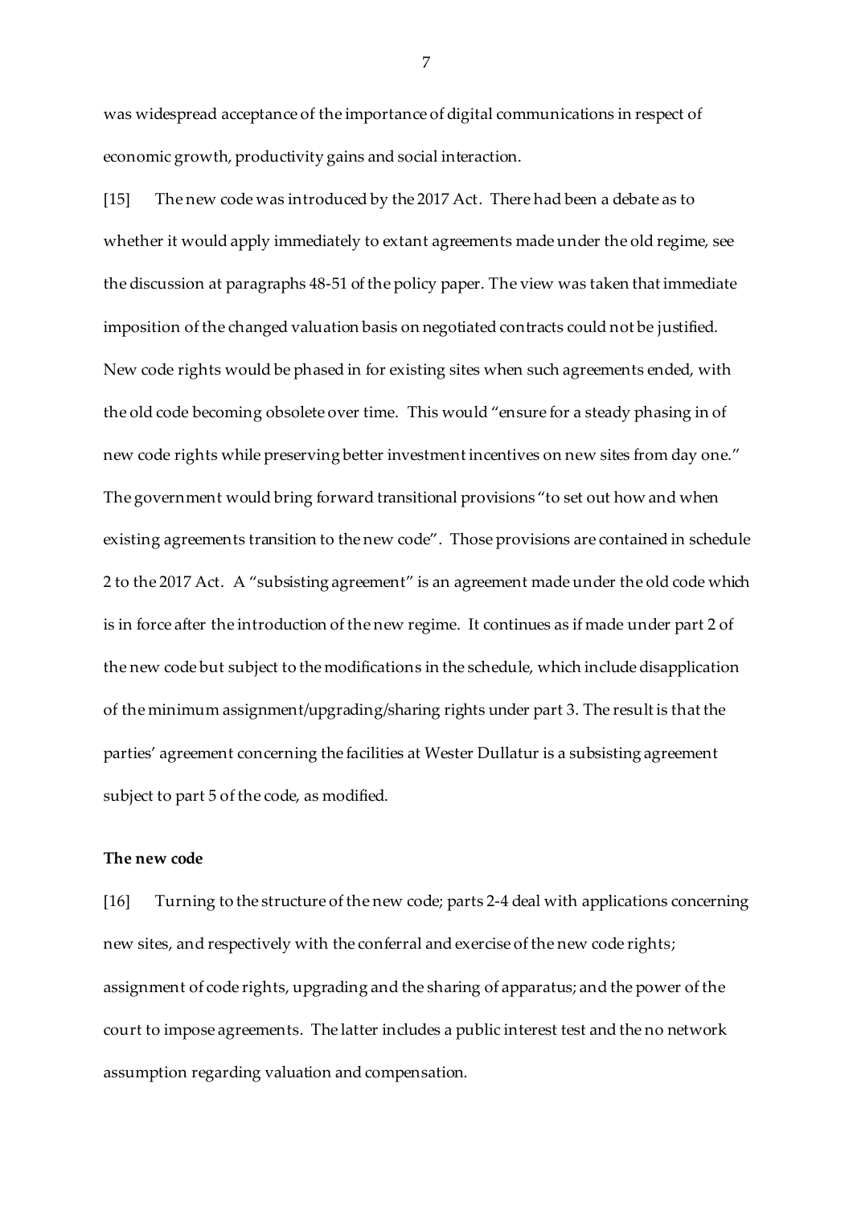was widespread acceptance of the importance of digital communications in respect of economic growth, productivity gains and social interaction.

[15] The new code was introduced by the 2017 Act. There had been a debate as to whether it would apply immediately to extant agreements made under the old regime, see the discussion at paragraphs 48-51 of the policy paper. The view was taken that immediate imposition of the changed valuation basis on negotiated contracts could not be justified. New code rights would be phased in for existing sites when such agreements ended, with the old code becoming obsolete over time. This would "ensure for a steady phasing in of new code rights while preserving better investment incentives on new sites from day one." The government would bring forward transitional provisions "to set out how and when existing agreements transition to the new code". Those provisions are contained in schedule 2 to the 2017 Act. A "subsisting agreement" is an agreement made under the old code which is in force after the introduction of the new regime. It continues as if made under part 2 of the new code but subject to the modifications in the schedule, which include disapplication of the minimum assignment/upgrading/sharing rights under part 3. The result is that the parties' agreement concerning the facilities at Wester Dullatur is a subsisting agreement subject to part 5 of the code, as modified.

**The new code**

[16] Turning to the structure of the new code; parts 2-4 deal with applications concerning new sites, and respectively with the conferral and exercise of the new code rights; assignment of code rights, upgrading and the sharing of apparatus; and the power of the court to impose agreements. The latter includes a public interest test and the no network assumption regarding valuation and compensation.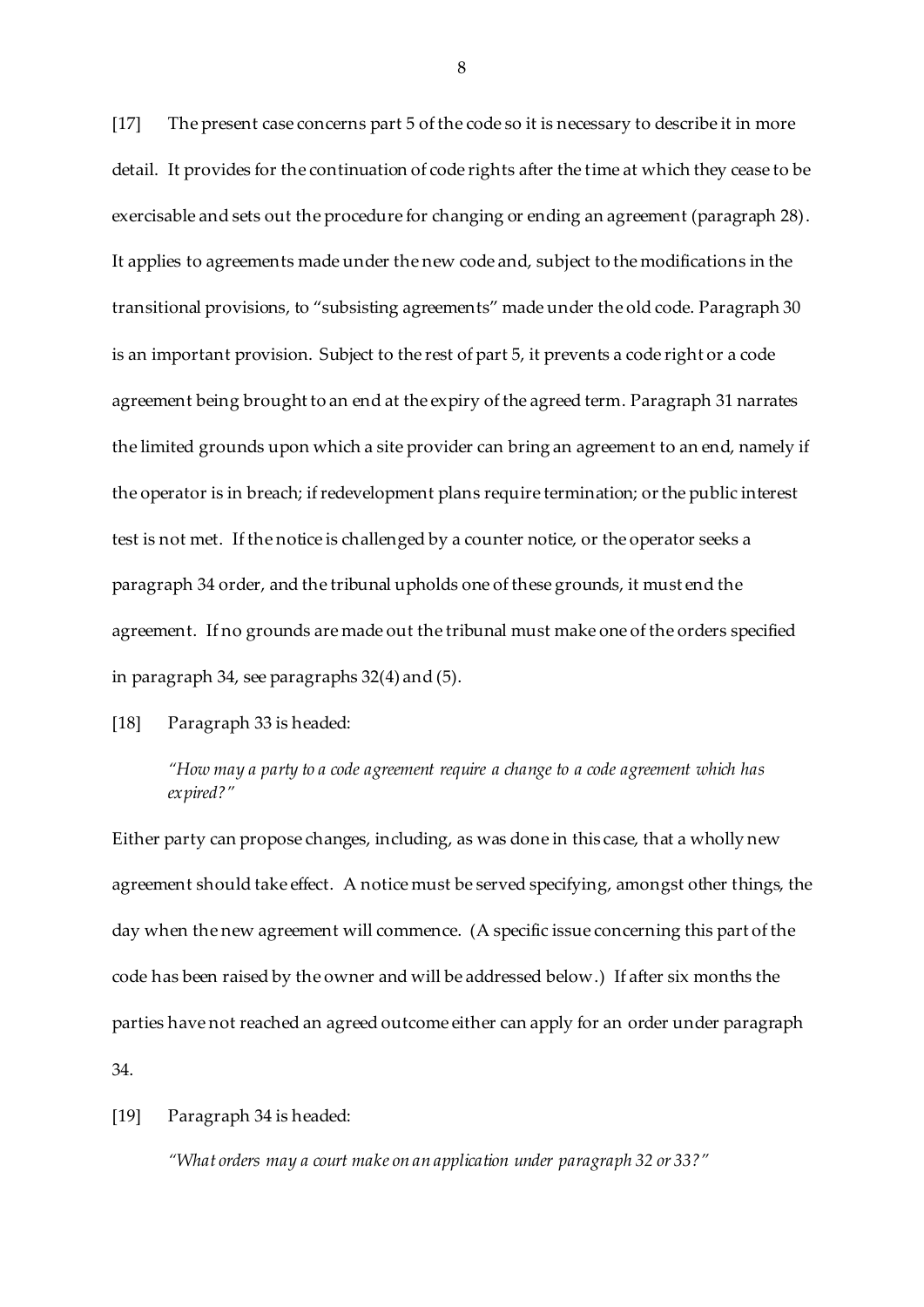[17] The present case concerns part 5 of the code so it is necessary to describe it in more detail. It provides for the continuation of code rights after the time at which they cease to be exercisable and sets out the procedure for changing or ending an agreement (paragraph 28). It applies to agreements made under the new code and, subject to the modifications in the transitional provisions, to "subsisting agreements" made under the old code. Paragraph 30 is an important provision. Subject to the rest of part 5, it prevents a code right or a code agreement being brought to an end at the expiry of the agreed term. Paragraph 31 narrates the limited grounds upon which a site provider can bring an agreement to an end, namely if the operator is in breach; if redevelopment plans require termination; or the public interest test is not met. If the notice is challenged by a counter notice, or the operator seeks a paragraph 34 order, and the tribunal upholds one of these grounds, it must end the agreement. If no grounds are made out the tribunal must make one of the orders specified in paragraph 34, see paragraphs 32(4) and (5).

[18] Paragraph 33 is headed:

> *"How may a party to a code agreement require a change to a code agreement which has expired?"*

Either party can propose changes, including, as was done in this case, that a wholly new agreement should take effect. A notice must be served specifying, amongst other things, the day when the new agreement will commence. (A specific issue concerning this part of the code has been raised by the owner and will be addressed below.) If after six months the parties have not reached an agreed outcome either can apply for an order under paragraph 34.

[19] Paragraph 34 is headed:

> *"What orders may a court make on an application under paragraph 32 or 33?"*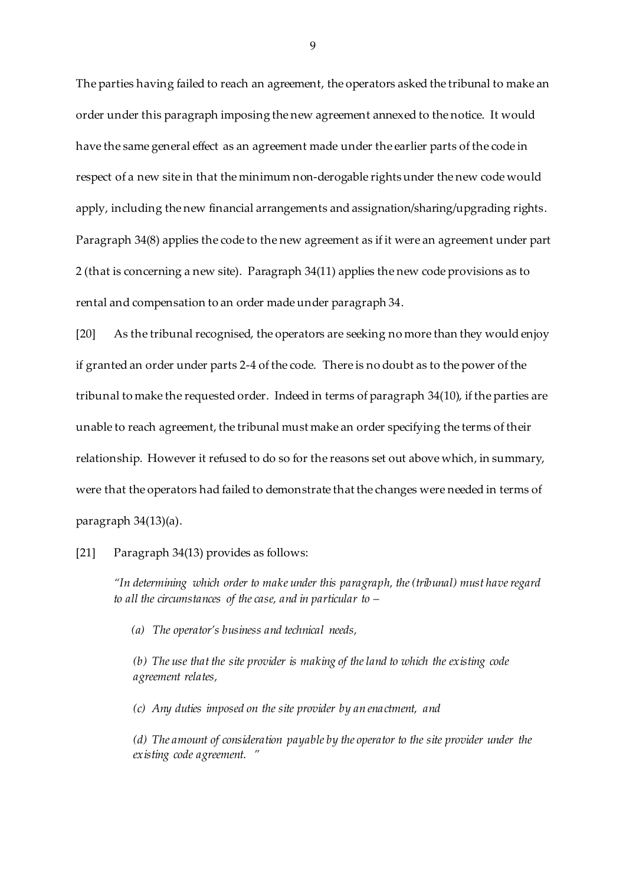The parties having failed to reach an agreement, the operators asked the tribunal to make an order under this paragraph imposing the new agreement annexed to the notice. It would have the same general effect as an agreement made under the earlier parts of the code in respect of a new site in that the minimum non-derogable rights under the new code would apply, including the new financial arrangements and assignation/sharing/upgrading rights. Paragraph 34(8) applies the code to the new agreement as if it were an agreement under part 2 (that is concerning a new site). Paragraph 34(11) applies the new code provisions as to rental and compensation to an order made under paragraph 34.

[20] As the tribunal recognised, the operators are seeking no more than they would enjoy if granted an order under parts 2-4 of the code. There is no doubt as to the power of the tribunal to make the requested order. Indeed in terms of paragraph 34(10), if the parties are unable to reach agreement, the tribunal must make an order specifying the terms of their relationship. However it refused to do so for the reasons set out above which, in summary, were that the operators had failed to demonstrate that the changes were needed in terms of paragraph 34(13)(a).

[21] Paragraph 34(13) provides as follows:

> *"In determining which order to make under this paragraph, the (tribunal) must have regard to all the circumstances of the case, and in particular to –*
>
> *(a) The operator's business and technical needs,*
>
> *(b) The use that the site provider is making of the land to which the existing code agreement relates,*
>
> *(c) Any duties imposed on the site provider by an enactment, and*
>
> *(d) The amount of consideration payable by the operator to the site provider under the existing code agreement. "*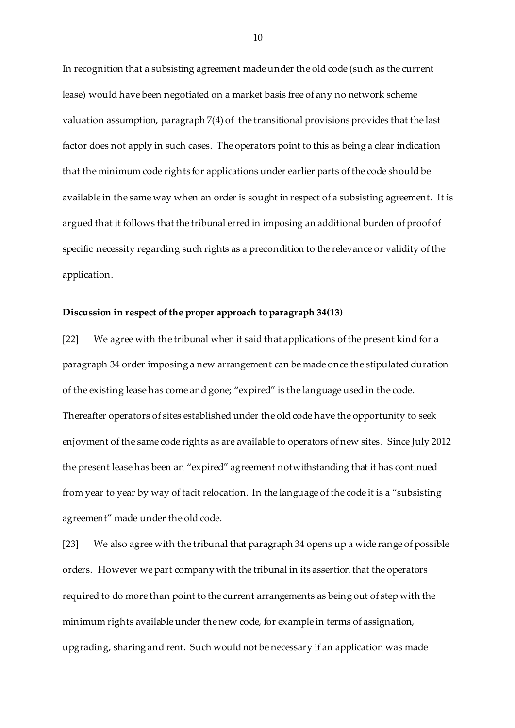In recognition that a subsisting agreement made under the old code (such as the current lease) would have been negotiated on a market basis free of any no network scheme valuation assumption, paragraph 7(4) of the transitional provisions provides that the last factor does not apply in such cases. The operators point to this as being a clear indication that the minimum code rights for applications under earlier parts of the code should be available in the same way when an order is sought in respect of a subsisting agreement. It is argued that it follows that the tribunal erred in imposing an additional burden of proof of specific necessity regarding such rights as a precondition to the relevance or validity of the application.

**Discussion in respect of the proper approach to paragraph 34(13)**

[22] We agree with the tribunal when it said that applications of the present kind for a paragraph 34 order imposing a new arrangement can be made once the stipulated duration of the existing lease has come and gone; "expired" is the language used in the code. Thereafter operators of sites established under the old code have the opportunity to seek enjoyment of the same code rights as are available to operators of new sites. Since July 2012 the present lease has been an "expired" agreement notwithstanding that it has continued from year to year by way of tacit relocation. In the language of the code it is a "subsisting agreement" made under the old code.

[23] We also agree with the tribunal that paragraph 34 opens up a wide range of possible orders. However we part company with the tribunal in its assertion that the operators required to do more than point to the current arrangements as being out of step with the minimum rights available under the new code, for example in terms of assignation, upgrading, sharing and rent. Such would not be necessary if an application was made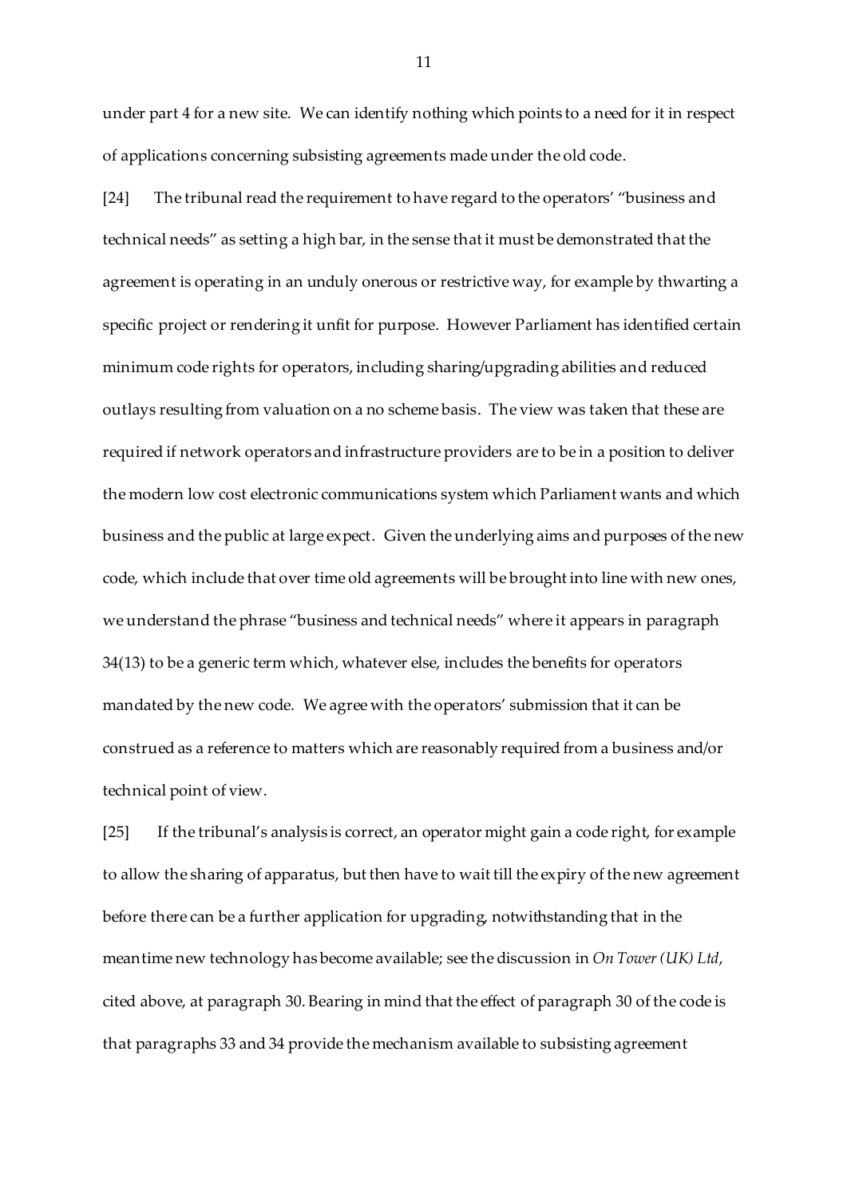under part 4 for a new site. We can identify nothing which points to a need for it in respect of applications concerning subsisting agreements made under the old code.

[24] The tribunal read the requirement to have regard to the operators' "business and technical needs" as setting a high bar, in the sense that it must be demonstrated that the agreement is operating in an unduly onerous or restrictive way, for example by thwarting a specific project or rendering it unfit for purpose. However Parliament has identified certain minimum code rights for operators, including sharing/upgrading abilities and reduced outlays resulting from valuation on a no scheme basis. The view was taken that these are required if network operators and infrastructure providers are to be in a position to deliver the modern low cost electronic communications system which Parliament wants and which business and the public at large expect. Given the underlying aims and purposes of the new code, which include that over time old agreements will be brought into line with new ones, we understand the phrase "business and technical needs" where it appears in paragraph 34(13) to be a generic term which, whatever else, includes the benefits for operators mandated by the new code. We agree with the operators' submission that it can be construed as a reference to matters which are reasonably required from a business and/or technical point of view.

[25] If the tribunal's analysis is correct, an operator might gain a code right, for example to allow the sharing of apparatus, but then have to wait till the expiry of the new agreement before there can be a further application for upgrading, notwithstanding that in the meantime new technology has become available; see the discussion in *On Tower (UK) Ltd*, cited above, at paragraph 30. Bearing in mind that the effect of paragraph 30 of the code is that paragraphs 33 and 34 provide the mechanism available to subsisting agreement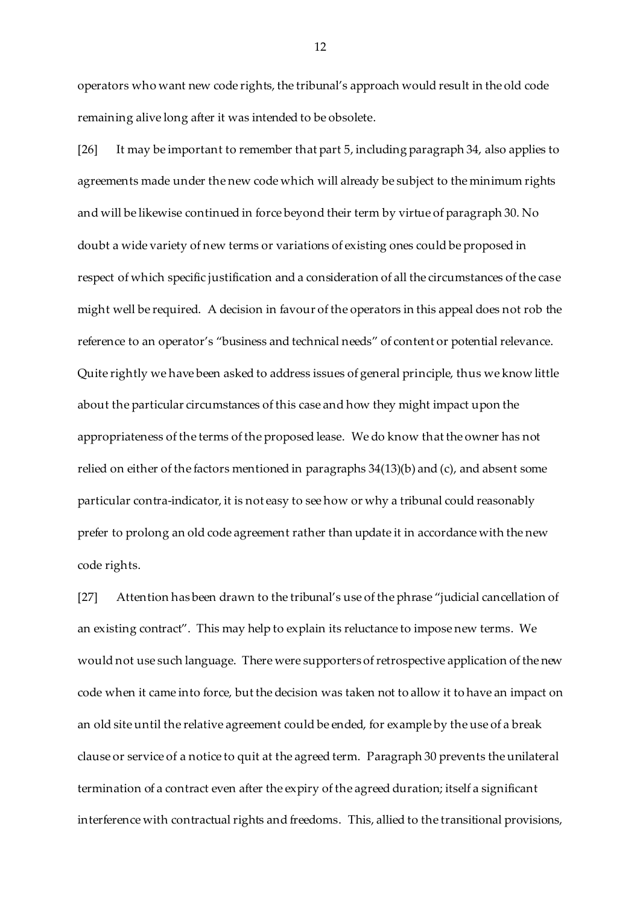operators who want new code rights, the tribunal's approach would result in the old code remaining alive long after it was intended to be obsolete.

[26] It may be important to remember that part 5, including paragraph 34, also applies to agreements made under the new code which will already be subject to the minimum rights and will be likewise continued in force beyond their term by virtue of paragraph 30. No doubt a wide variety of new terms or variations of existing ones could be proposed in respect of which specific justification and a consideration of all the circumstances of the case might well be required. A decision in favour of the operators in this appeal does not rob the reference to an operator's "business and technical needs" of content or potential relevance. Quite rightly we have been asked to address issues of general principle, thus we know little about the particular circumstances of this case and how they might impact upon the appropriateness of the terms of the proposed lease. We do know that the owner has not relied on either of the factors mentioned in paragraphs 34(13)(b) and (c), and absent some particular contra-indicator, it is not easy to see how or why a tribunal could reasonably prefer to prolong an old code agreement rather than update it in accordance with the new code rights.

[27] Attention has been drawn to the tribunal's use of the phrase "judicial cancellation of an existing contract". This may help to explain its reluctance to impose new terms. We would not use such language. There were supporters of retrospective application of the new code when it came into force, but the decision was taken not to allow it to have an impact on an old site until the relative agreement could be ended, for example by the use of a break clause or service of a notice to quit at the agreed term. Paragraph 30 prevents the unilateral termination of a contract even after the expiry of the agreed duration; itself a significant interference with contractual rights and freedoms. This, allied to the transitional provisions,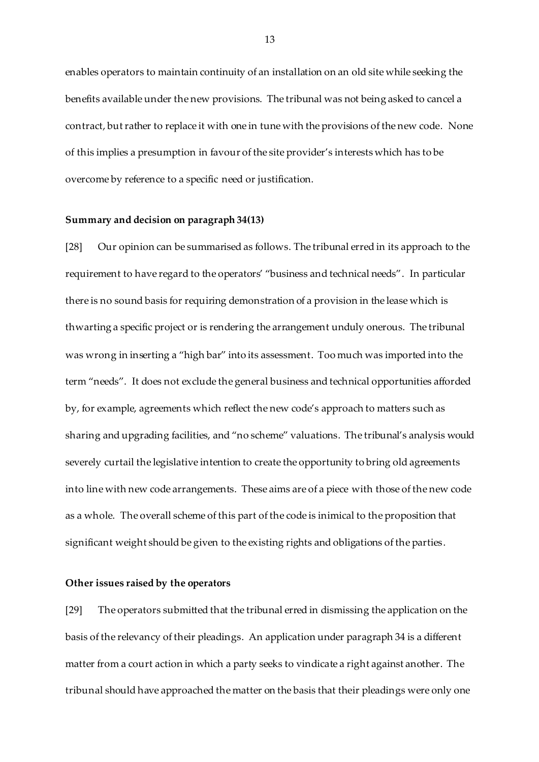enables operators to maintain continuity of an installation on an old site while seeking the benefits available under the new provisions. The tribunal was not being asked to cancel a contract, but rather to replace it with one in tune with the provisions of the new code. None of this implies a presumption in favour of the site provider's interests which has to be overcome by reference to a specific need or justification.

**Summary and decision on paragraph 34(13)**

[28] Our opinion can be summarised as follows. The tribunal erred in its approach to the requirement to have regard to the operators' "business and technical needs". In particular there is no sound basis for requiring demonstration of a provision in the lease which is thwarting a specific project or is rendering the arrangement unduly onerous. The tribunal was wrong in inserting a "high bar" into its assessment. Too much was imported into the term "needs". It does not exclude the general business and technical opportunities afforded by, for example, agreements which reflect the new code's approach to matters such as sharing and upgrading facilities, and "no scheme" valuations. The tribunal's analysis would severely curtail the legislative intention to create the opportunity to bring old agreements into line with new code arrangements. These aims are of a piece with those of the new code as a whole. The overall scheme of this part of the code is inimical to the proposition that significant weight should be given to the existing rights and obligations of the parties.

**Other issues raised by the operators**

[29] The operators submitted that the tribunal erred in dismissing the application on the basis of the relevancy of their pleadings. An application under paragraph 34 is a different matter from a court action in which a party seeks to vindicate a right against another. The tribunal should have approached the matter on the basis that their pleadings were only one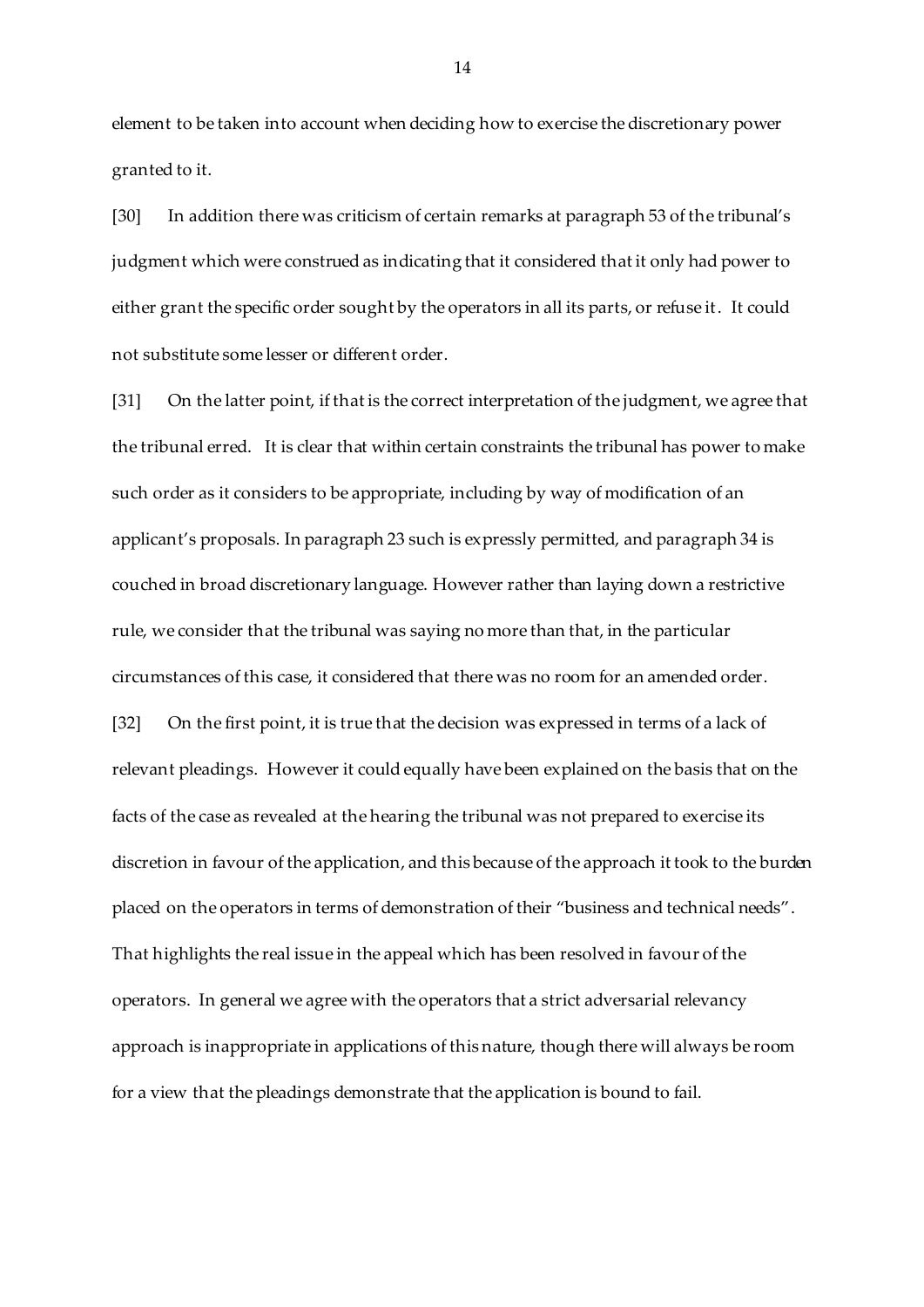element to be taken into account when deciding how to exercise the discretionary power granted to it.

[30] In addition there was criticism of certain remarks at paragraph 53 of the tribunal's judgment which were construed as indicating that it considered that it only had power to either grant the specific order sought by the operators in all its parts, or refuse it. It could not substitute some lesser or different order.

[31] On the latter point, if that is the correct interpretation of the judgment, we agree that the tribunal erred. It is clear that within certain constraints the tribunal has power to make such order as it considers to be appropriate, including by way of modification of an applicant's proposals. In paragraph 23 such is expressly permitted, and paragraph 34 is couched in broad discretionary language. However rather than laying down a restrictive rule, we consider that the tribunal was saying no more than that, in the particular circumstances of this case, it considered that there was no room for an amended order.

[32] On the first point, it is true that the decision was expressed in terms of a lack of relevant pleadings. However it could equally have been explained on the basis that on the facts of the case as revealed at the hearing the tribunal was not prepared to exercise its discretion in favour of the application, and this because of the approach it took to the burden placed on the operators in terms of demonstration of their "business and technical needs". That highlights the real issue in the appeal which has been resolved in favour of the operators. In general we agree with the operators that a strict adversarial relevancy approach is inappropriate in applications of this nature, though there will always be room for a view that the pleadings demonstrate that the application is bound to fail.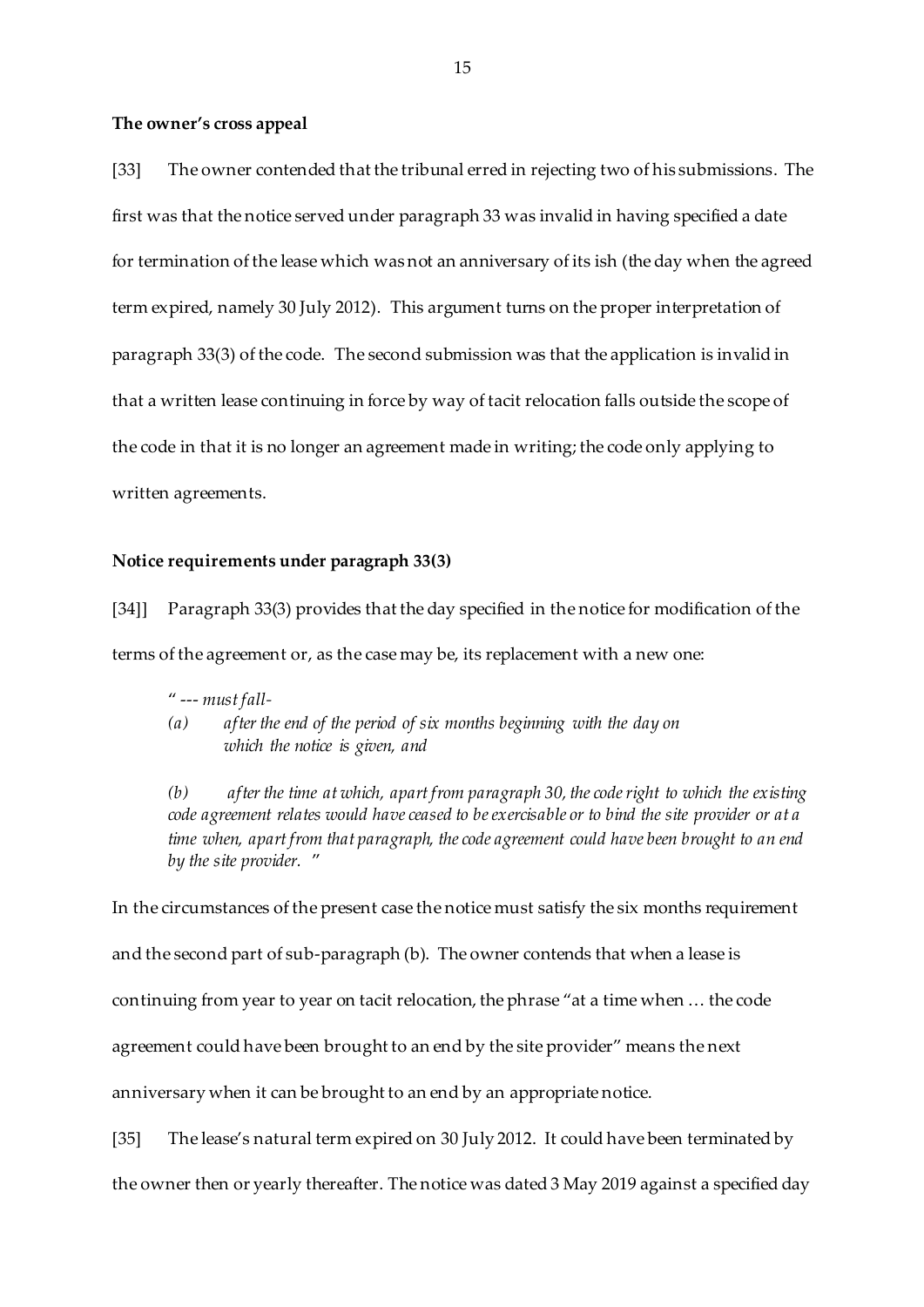**The owner's cross appeal**

[33] The owner contended that the tribunal erred in rejecting two of his submissions. The first was that the notice served under paragraph 33 was invalid in having specified a date for termination of the lease which was not an anniversary of its ish (the day when the agreed term expired, namely 30 July 2012). This argument turns on the proper interpretation of paragraph 33(3) of the code. The second submission was that the application is invalid in that a written lease continuing in force by way of tacit relocation falls outside the scope of the code in that it is no longer an agreement made in writing; the code only applying to written agreements.

**Notice requirements under paragraph 33(3)**

[34]] Paragraph 33(3) provides that the day specified in the notice for modification of the terms of the agreement or, as the case may be, its replacement with a new one:

> " --- *must fall-*
>
> *(a) after the end of the period of six months beginning with the day on which the notice is given, and*
>
> *(b) after the time at which, apart from paragraph 30, the code right to which the existing code agreement relates would have ceased to be exercisable or to bind the site provider or at a time when, apart from that paragraph, the code agreement could have been brought to an end by the site provider.* "

In the circumstances of the present case the notice must satisfy the six months requirement and the second part of sub-paragraph (b). The owner contends that when a lease is continuing from year to year on tacit relocation, the phrase "at a time when … the code agreement could have been brought to an end by the site provider" means the next anniversary when it can be brought to an end by an appropriate notice.

[35] The lease's natural term expired on 30 July 2012. It could have been terminated by the owner then or yearly thereafter. The notice was dated 3 May 2019 against a specified day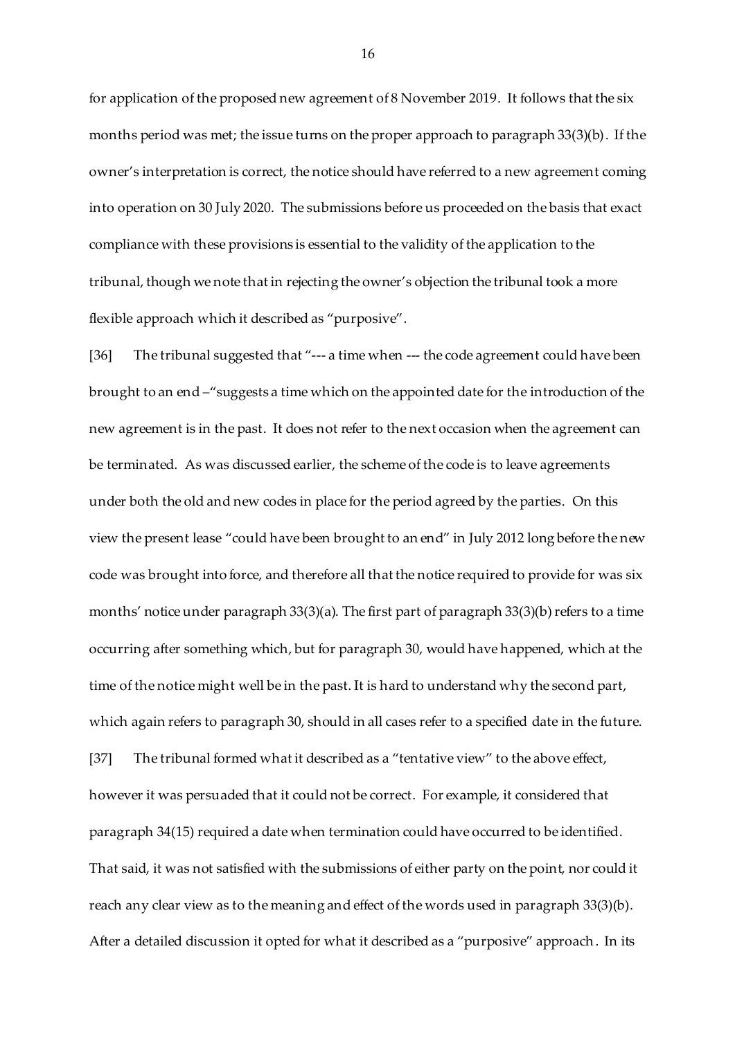for application of the proposed new agreement of 8 November 2019. It follows that the six months period was met; the issue turns on the proper approach to paragraph 33(3)(b). If the owner's interpretation is correct, the notice should have referred to a new agreement coming into operation on 30 July 2020. The submissions before us proceeded on the basis that exact compliance with these provisions is essential to the validity of the application to the tribunal, though we note that in rejecting the owner's objection the tribunal took a more flexible approach which it described as "purposive".

[36] The tribunal suggested that "--- a time when --- the code agreement could have been brought to an end –"suggests a time which on the appointed date for the introduction of the new agreement is in the past. It does not refer to the next occasion when the agreement can be terminated. As was discussed earlier, the scheme of the code is to leave agreements under both the old and new codes in place for the period agreed by the parties. On this view the present lease "could have been brought to an end" in July 2012 long before the new code was brought into force, and therefore all that the notice required to provide for was six months' notice under paragraph 33(3)(a). The first part of paragraph 33(3)(b) refers to a time occurring after something which, but for paragraph 30, would have happened, which at the time of the notice might well be in the past. It is hard to understand why the second part, which again refers to paragraph 30, should in all cases refer to a specified date in the future.

[37] The tribunal formed what it described as a "tentative view" to the above effect, however it was persuaded that it could not be correct. For example, it considered that paragraph 34(15) required a date when termination could have occurred to be identified. That said, it was not satisfied with the submissions of either party on the point, nor could it reach any clear view as to the meaning and effect of the words used in paragraph 33(3)(b). After a detailed discussion it opted for what it described as a "purposive" approach. In its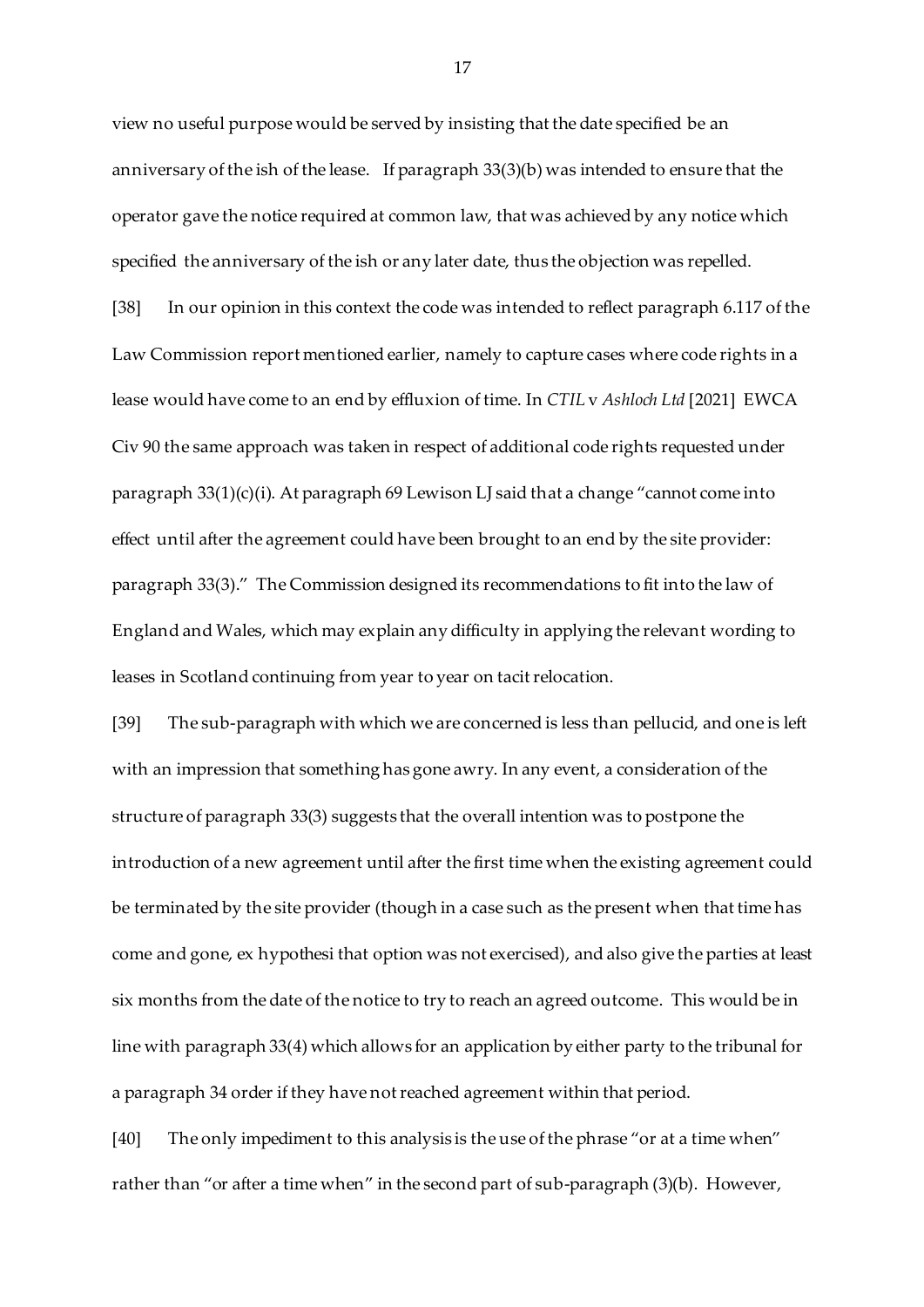view no useful purpose would be served by insisting that the date specified be an anniversary of the ish of the lease. If paragraph 33(3)(b) was intended to ensure that the operator gave the notice required at common law, that was achieved by any notice which specified the anniversary of the ish or any later date, thus the objection was repelled.

[38] In our opinion in this context the code was intended to reflect paragraph 6.117 of the Law Commission report mentioned earlier, namely to capture cases where code rights in a lease would have come to an end by effluxion of time. In *CTIL* v *Ashloch Ltd* [2021] EWCA Civ 90 the same approach was taken in respect of additional code rights requested under paragraph 33(1)(c)(i). At paragraph 69 Lewison LJ said that a change "cannot come into effect until after the agreement could have been brought to an end by the site provider: paragraph 33(3)." The Commission designed its recommendations to fit into the law of England and Wales, which may explain any difficulty in applying the relevant wording to leases in Scotland continuing from year to year on tacit relocation.

[39] The sub-paragraph with which we are concerned is less than pellucid, and one is left with an impression that something has gone awry. In any event, a consideration of the structure of paragraph 33(3) suggests that the overall intention was to postpone the introduction of a new agreement until after the first time when the existing agreement could be terminated by the site provider (though in a case such as the present when that time has come and gone, ex hypothesi that option was not exercised), and also give the parties at least six months from the date of the notice to try to reach an agreed outcome. This would be in line with paragraph 33(4) which allows for an application by either party to the tribunal for a paragraph 34 order if they have not reached agreement within that period.

[40] The only impediment to this analysis is the use of the phrase "or at a time when" rather than "or after a time when" in the second part of sub-paragraph (3)(b). However,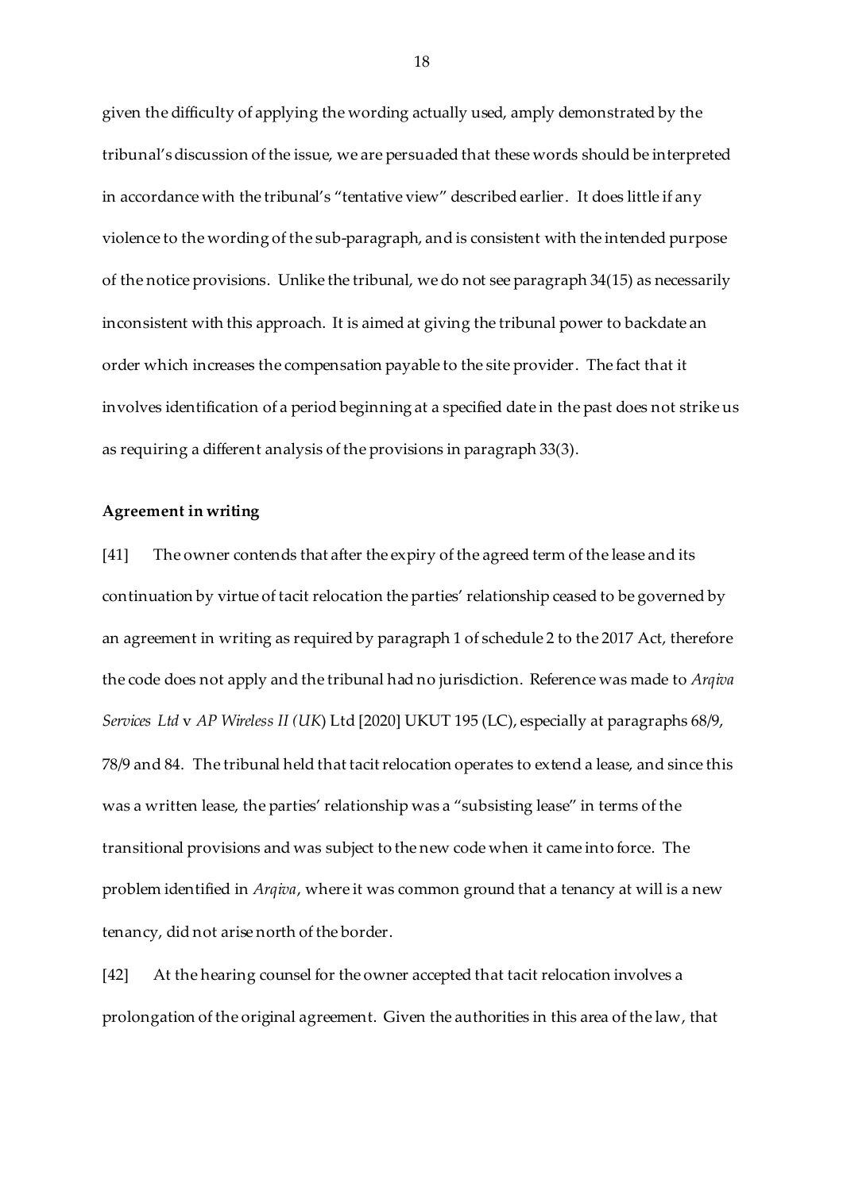given the difficulty of applying the wording actually used, amply demonstrated by the tribunal's discussion of the issue, we are persuaded that these words should be interpreted in accordance with the tribunal's "tentative view" described earlier. It does little if any violence to the wording of the sub-paragraph, and is consistent with the intended purpose of the notice provisions. Unlike the tribunal, we do not see paragraph 34(15) as necessarily inconsistent with this approach. It is aimed at giving the tribunal power to backdate an order which increases the compensation payable to the site provider. The fact that it involves identification of a period beginning at a specified date in the past does not strike us as requiring a different analysis of the provisions in paragraph 33(3).

**Agreement in writing**

[41] The owner contends that after the expiry of the agreed term of the lease and its continuation by virtue of tacit relocation the parties' relationship ceased to be governed by an agreement in writing as required by paragraph 1 of schedule 2 to the 2017 Act, therefore the code does not apply and the tribunal had no jurisdiction. Reference was made to *Arqiva Services Ltd* v *AP Wireless II (UK*) Ltd [2020] UKUT 195 (LC), especially at paragraphs 68/9, 78/9 and 84. The tribunal held that tacit relocation operates to extend a lease, and since this was a written lease, the parties' relationship was a "subsisting lease" in terms of the transitional provisions and was subject to the new code when it came into force. The problem identified in *Arqiva*, where it was common ground that a tenancy at will is a new tenancy, did not arise north of the border.

[42] At the hearing counsel for the owner accepted that tacit relocation involves a prolongation of the original agreement. Given the authorities in this area of the law, that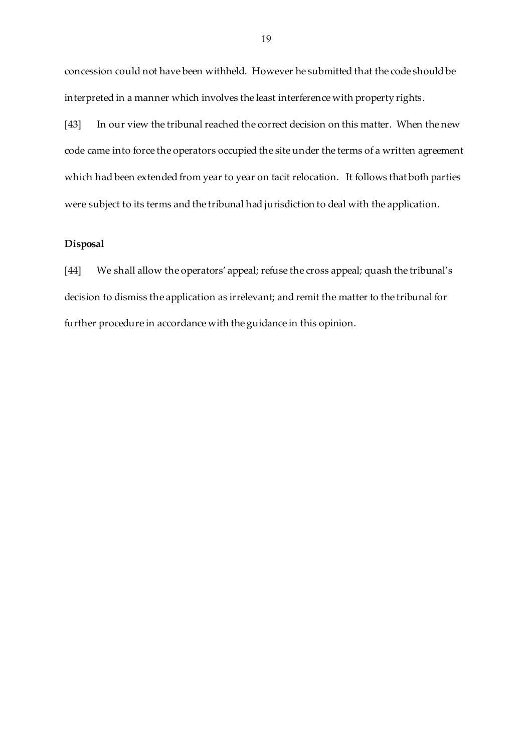concession could not have been withheld. However he submitted that the code should be interpreted in a manner which involves the least interference with property rights.

[43] In our view the tribunal reached the correct decision on this matter. When the new code came into force the operators occupied the site under the terms of a written agreement which had been extended from year to year on tacit relocation. It follows that both parties were subject to its terms and the tribunal had jurisdiction to deal with the application.

**Disposal**

[44] We shall allow the operators' appeal; refuse the cross appeal; quash the tribunal's decision to dismiss the application as irrelevant; and remit the matter to the tribunal for further procedure in accordance with the guidance in this opinion.